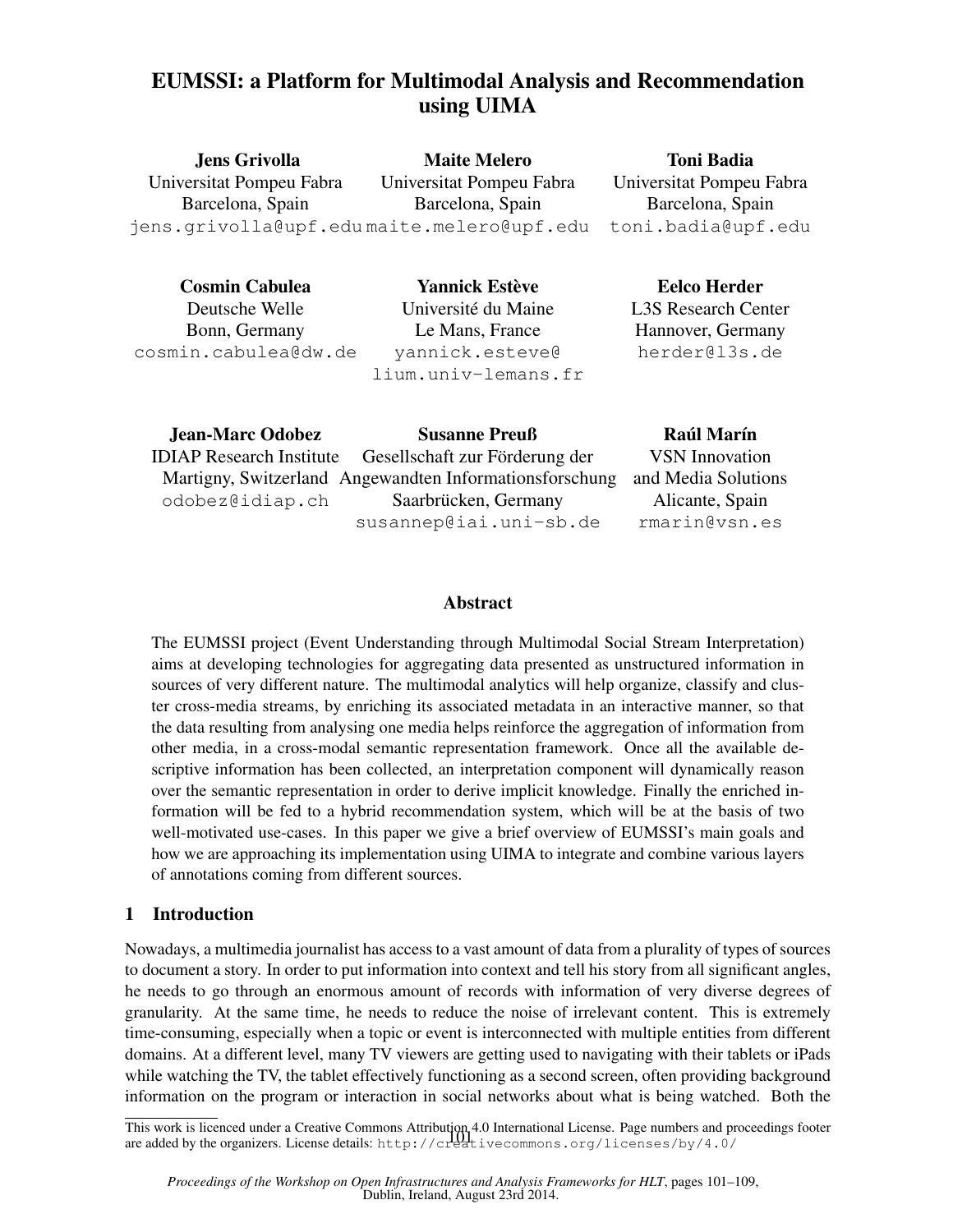# EUMSSI: a Platform for Multimodal Analysis and Recommendation using UIMA

**Jens Grivolla**
Universitat Pompeu Fabra
Barcelona, Spain
jens.grivolla@upf.edu

**Maite Melero**
Universitat Pompeu Fabra
Barcelona, Spain
maite.melero@upf.edu

**Toni Badia**
Universitat Pompeu Fabra
Barcelona, Spain
toni.badia@upf.edu

**Cosmin Cabulea**
Deutsche Welle
Bonn, Germany
cosmin.cabulea@dw.de

**Yannick Estève**
Université du Maine
Le Mans, France
yannick.esteve@lium.univ-lemans.fr

**Eelco Herder**
L3S Research Center
Hannover, Germany
herder@l3s.de

**Jean-Marc Odobez**
IDIAP Research Institute
Martigny, Switzerland
odobez@idiap.ch

**Susanne Preuß**
Gesellschaft zur Förderung der Angewandten Informationsforschung
Saarbrücken, Germany
susannep@iai.uni-sb.de

**Raúl Marín**
VSN Innovation and Media Solutions
Alicante, Spain
rmarin@vsn.es

## Abstract

The EUMSSI project (Event Understanding through Multimodal Social Stream Interpretation) aims at developing technologies for aggregating data presented as unstructured information in sources of very different nature. The multimodal analytics will help organize, classify and cluster cross-media streams, by enriching its associated metadata in an interactive manner, so that the data resulting from analysing one media helps reinforce the aggregation of information from other media, in a cross-modal semantic representation framework. Once all the available descriptive information has been collected, an interpretation component will dynamically reason over the semantic representation in order to derive implicit knowledge. Finally the enriched information will be fed to a hybrid recommendation system, which will be at the basis of two well-motivated use-cases. In this paper we give a brief overview of EUMSSI's main goals and how we are approaching its implementation using UIMA to integrate and combine various layers of annotations coming from different sources.

## 1 Introduction

Nowadays, a multimedia journalist has access to a vast amount of data from a plurality of types of sources to document a story. In order to put information into context and tell his story from all significant angles, he needs to go through an enormous amount of records with information of very diverse degrees of granularity. At the same time, he needs to reduce the noise of irrelevant content. This is extremely time-consuming, especially when a topic or event is interconnected with multiple entities from different domains. At a different level, many TV viewers are getting used to navigating with their tablets or iPads while watching the TV, the tablet effectively functioning as a second screen, often providing background information on the program or interaction in social networks about what is being watched. Both the

This work is licenced under a Creative Commons Attribution 4.0 International License. Page numbers and proceedings footer are added by the organizers. License details: http://creativecommons.org/licenses/by/4.0/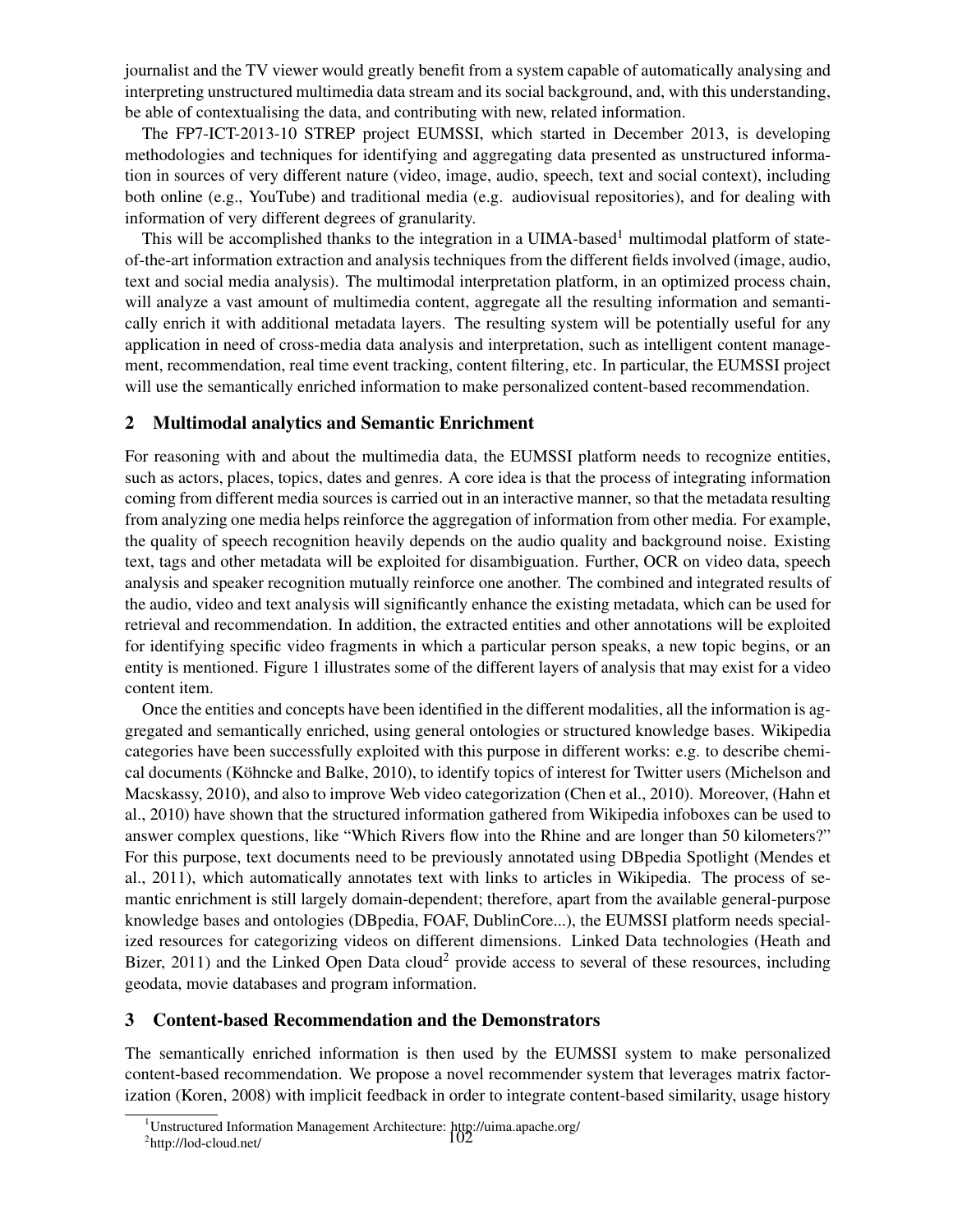journalist and the TV viewer would greatly benefit from a system capable of automatically analysing and interpreting unstructured multimedia data stream and its social background, and, with this understanding, be able of contextualising the data, and contributing with new, related information.

The FP7-ICT-2013-10 STREP project EUMSSI, which started in December 2013, is developing methodologies and techniques for identifying and aggregating data presented as unstructured information in sources of very different nature (video, image, audio, speech, text and social context), including both online (e.g., YouTube) and traditional media (e.g. audiovisual repositories), and for dealing with information of very different degrees of granularity.

This will be accomplished thanks to the integration in a UIMA-based[1] multimodal platform of state-of-the-art information extraction and analysis techniques from the different fields involved (image, audio, text and social media analysis). The multimodal interpretation platform, in an optimized process chain, will analyze a vast amount of multimedia content, aggregate all the resulting information and semantically enrich it with additional metadata layers. The resulting system will be potentially useful for any application in need of cross-media data analysis and interpretation, such as intelligent content management, recommendation, real time event tracking, content filtering, etc. In particular, the EUMSSI project will use the semantically enriched information to make personalized content-based recommendation.

## 2 Multimodal analytics and Semantic Enrichment

For reasoning with and about the multimedia data, the EUMSSI platform needs to recognize entities, such as actors, places, topics, dates and genres. A core idea is that the process of integrating information coming from different media sources is carried out in an interactive manner, so that the metadata resulting from analyzing one media helps reinforce the aggregation of information from other media. For example, the quality of speech recognition heavily depends on the audio quality and background noise. Existing text, tags and other metadata will be exploited for disambiguation. Further, OCR on video data, speech analysis and speaker recognition mutually reinforce one another. The combined and integrated results of the audio, video and text analysis will significantly enhance the existing metadata, which can be used for retrieval and recommendation. In addition, the extracted entities and other annotations will be exploited for identifying specific video fragments in which a particular person speaks, a new topic begins, or an entity is mentioned. Figure 1 illustrates some of the different layers of analysis that may exist for a video content item.

Once the entities and concepts have been identified in the different modalities, all the information is aggregated and semantically enriched, using general ontologies or structured knowledge bases. Wikipedia categories have been successfully exploited with this purpose in different works: e.g. to describe chemical documents (Köhncke and Balke, 2010), to identify topics of interest for Twitter users (Michelson and Macskassy, 2010), and also to improve Web video categorization (Chen et al., 2010). Moreover, (Hahn et al., 2010) have shown that the structured information gathered from Wikipedia infoboxes can be used to answer complex questions, like "Which Rivers flow into the Rhine and are longer than 50 kilometers?" For this purpose, text documents need to be previously annotated using DBpedia Spotlight (Mendes et al., 2011), which automatically annotates text with links to articles in Wikipedia. The process of semantic enrichment is still largely domain-dependent; therefore, apart from the available general-purpose knowledge bases and ontologies (DBpedia, FOAF, DublinCore...), the EUMSSI platform needs specialized resources for categorizing videos on different dimensions. Linked Data technologies (Heath and Bizer, 2011) and the Linked Open Data cloud[2] provide access to several of these resources, including geodata, movie databases and program information.

## 3 Content-based Recommendation and the Demonstrators

The semantically enriched information is then used by the EUMSSI system to make personalized content-based recommendation. We propose a novel recommender system that leverages matrix factorization (Koren, 2008) with implicit feedback in order to integrate content-based similarity, usage history

[1] Unstructured Information Management Architecture: http://uima.apache.org/

[2] http://lod-cloud.net/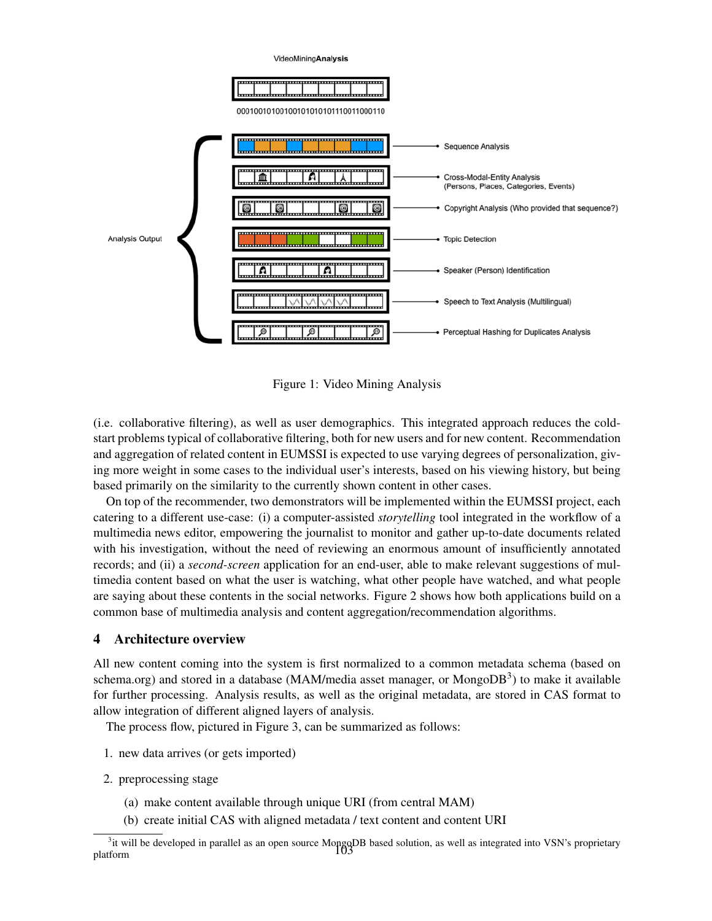Figure 1: Video Mining Analysis

(i.e. collaborative filtering), as well as user demographics. This integrated approach reduces the cold-start problems typical of collaborative filtering, both for new users and for new content. Recommendation and aggregation of related content in EUMSSI is expected to use varying degrees of personalization, giving more weight in some cases to the individual user's interests, based on his viewing history, but being based primarily on the similarity to the currently shown content in other cases.

On top of the recommender, two demonstrators will be implemented within the EUMSSI project, each catering to a different use-case: (i) a computer-assisted *storytelling* tool integrated in the workflow of a multimedia news editor, empowering the journalist to monitor and gather up-to-date documents related with his investigation, without the need of reviewing an enormous amount of insufficiently annotated records; and (ii) a *second-screen* application for an end-user, able to make relevant suggestions of multimedia content based on what the user is watching, what other people have watched, and what people are saying about these contents in the social networks. Figure 2 shows how both applications build on a common base of multimedia analysis and content aggregation/recommendation algorithms.

## 4 Architecture overview

All new content coming into the system is first normalized to a common metadata schema (based on schema.org) and stored in a database (MAM/media asset manager, or MongoDB[3]) to make it available for further processing. Analysis results, as well as the original metadata, are stored in CAS format to allow integration of different aligned layers of analysis.

The process flow, pictured in Figure 3, can be summarized as follows:

1. new data arrives (or gets imported)
2. preprocessing stage
   (a) make content available through unique URI (from central MAM)
   (b) create initial CAS with aligned metadata / text content and content URI

[3] it will be developed in parallel as an open source MongoDB based solution, as well as integrated into VSN's proprietary platform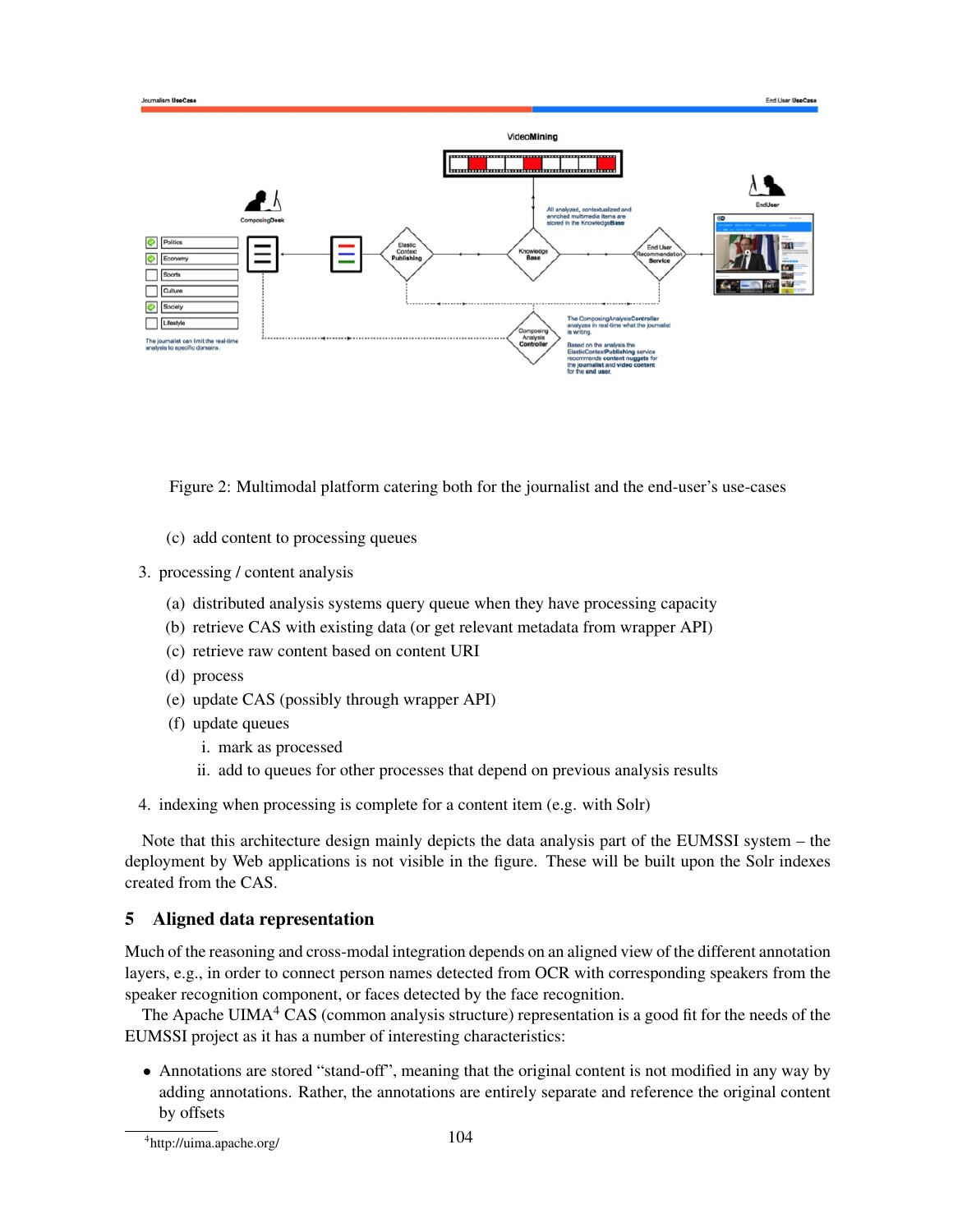Figure 2: Multimodal platform catering both for the journalist and the end-user's use-cases

   (c) add content to processing queues

3. processing / content analysis
   (a) distributed analysis systems query queue when they have processing capacity
   (b) retrieve CAS with existing data (or get relevant metadata from wrapper API)
   (c) retrieve raw content based on content URI
   (d) process
   (e) update CAS (possibly through wrapper API)
   (f) update queues
      i. mark as processed
      ii. add to queues for other processes that depend on previous analysis results

4. indexing when processing is complete for a content item (e.g. with Solr)

Note that this architecture design mainly depicts the data analysis part of the EUMSSI system – the deployment by Web applications is not visible in the figure. These will be built upon the Solr indexes created from the CAS.

## 5 Aligned data representation

Much of the reasoning and cross-modal integration depends on an aligned view of the different annotation layers, e.g., in order to connect person names detected from OCR with corresponding speakers from the speaker recognition component, or faces detected by the face recognition.

The Apache UIMA[4] CAS (common analysis structure) representation is a good fit for the needs of the EUMSSI project as it has a number of interesting characteristics:

- Annotations are stored "stand-off", meaning that the original content is not modified in any way by adding annotations. Rather, the annotations are entirely separate and reference the original content by offsets

[4]http://uima.apache.org/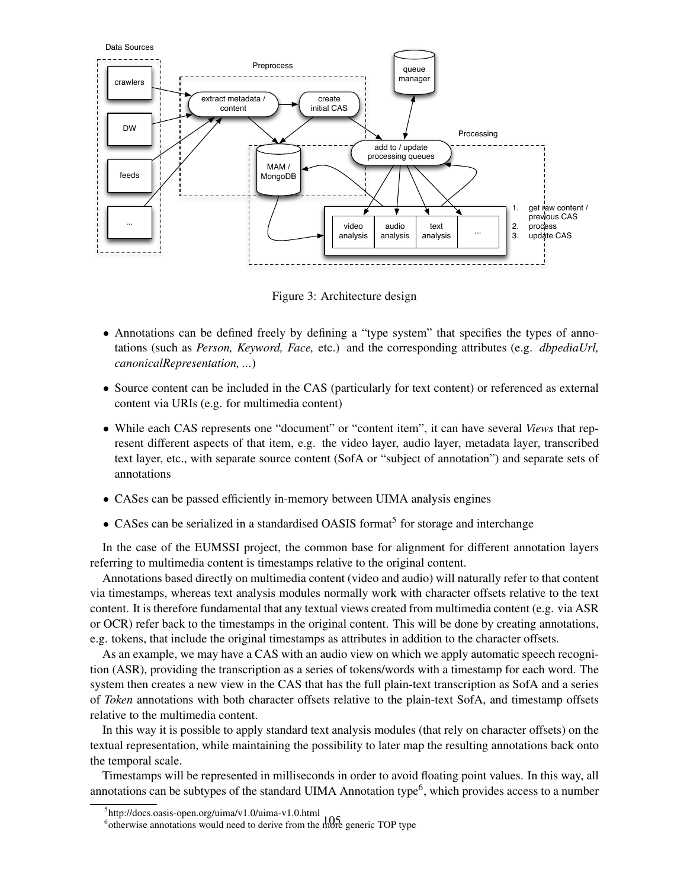Figure 3: Architecture design

- Annotations can be defined freely by defining a "type system" that specifies the types of annotations (such as *Person, Keyword, Face,* etc.) and the corresponding attributes (e.g. *dbpediaUrl, canonicalRepresentation, ...*)
- Source content can be included in the CAS (particularly for text content) or referenced as external content via URIs (e.g. for multimedia content)
- While each CAS represents one "document" or "content item", it can have several *Views* that represent different aspects of that item, e.g. the video layer, audio layer, metadata layer, transcribed text layer, etc., with separate source content (SofA or "subject of annotation") and separate sets of annotations
- CASes can be passed efficiently in-memory between UIMA analysis engines
- CASes can be serialized in a standardised OASIS format[5] for storage and interchange

In the case of the EUMSSI project, the common base for alignment for different annotation layers referring to multimedia content is timestamps relative to the original content.

Annotations based directly on multimedia content (video and audio) will naturally refer to that content via timestamps, whereas text analysis modules normally work with character offsets relative to the text content. It is therefore fundamental that any textual views created from multimedia content (e.g. via ASR or OCR) refer back to the timestamps in the original content. This will be done by creating annotations, e.g. tokens, that include the original timestamps as attributes in addition to the character offsets.

As an example, we may have a CAS with an audio view on which we apply automatic speech recognition (ASR), providing the transcription as a series of tokens/words with a timestamp for each word. The system then creates a new view in the CAS that has the full plain-text transcription as SofA and a series of *Token* annotations with both character offsets relative to the plain-text SofA, and timestamp offsets relative to the multimedia content.

In this way it is possible to apply standard text analysis modules (that rely on character offsets) on the textual representation, while maintaining the possibility to later map the resulting annotations back onto the temporal scale.

Timestamps will be represented in milliseconds in order to avoid floating point values. In this way, all annotations can be subtypes of the standard UIMA Annotation type[6], which provides access to a number

[5] http://docs.oasis-open.org/uima/v1.0/uima-v1.0.html

[6] otherwise annotations would need to derive from the more generic TOP type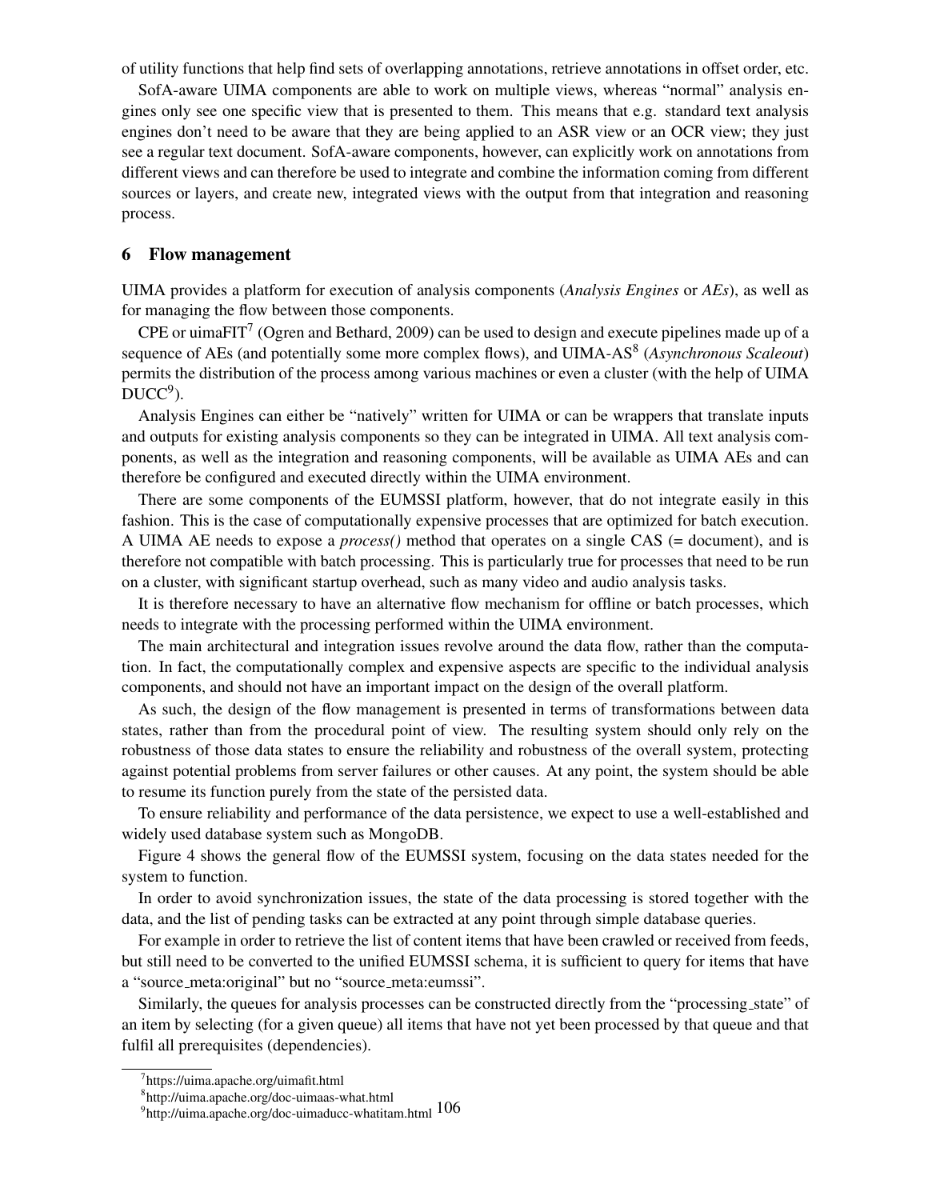of utility functions that help find sets of overlapping annotations, retrieve annotations in offset order, etc.

SofA-aware UIMA components are able to work on multiple views, whereas "normal" analysis engines only see one specific view that is presented to them. This means that e.g. standard text analysis engines don't need to be aware that they are being applied to an ASR view or an OCR view; they just see a regular text document. SofA-aware components, however, can explicitly work on annotations from different views and can therefore be used to integrate and combine the information coming from different sources or layers, and create new, integrated views with the output from that integration and reasoning process.

## 6 Flow management

UIMA provides a platform for execution of analysis components (*Analysis Engines* or *AEs*), as well as for managing the flow between those components.

CPE or uimaFIT[7] (Ogren and Bethard, 2009) can be used to design and execute pipelines made up of a sequence of AEs (and potentially some more complex flows), and UIMA-AS[8] (*Asynchronous Scaleout*) permits the distribution of the process among various machines or even a cluster (with the help of UIMA DUCC[9]).

Analysis Engines can either be "natively" written for UIMA or can be wrappers that translate inputs and outputs for existing analysis components so they can be integrated in UIMA. All text analysis components, as well as the integration and reasoning components, will be available as UIMA AEs and can therefore be configured and executed directly within the UIMA environment.

There are some components of the EUMSSI platform, however, that do not integrate easily in this fashion. This is the case of computationally expensive processes that are optimized for batch execution. A UIMA AE needs to expose a *process()* method that operates on a single CAS (= document), and is therefore not compatible with batch processing. This is particularly true for processes that need to be run on a cluster, with significant startup overhead, such as many video and audio analysis tasks.

It is therefore necessary to have an alternative flow mechanism for offline or batch processes, which needs to integrate with the processing performed within the UIMA environment.

The main architectural and integration issues revolve around the data flow, rather than the computation. In fact, the computationally complex and expensive aspects are specific to the individual analysis components, and should not have an important impact on the design of the overall platform.

As such, the design of the flow management is presented in terms of transformations between data states, rather than from the procedural point of view. The resulting system should only rely on the robustness of those data states to ensure the reliability and robustness of the overall system, protecting against potential problems from server failures or other causes. At any point, the system should be able to resume its function purely from the state of the persisted data.

To ensure reliability and performance of the data persistence, we expect to use a well-established and widely used database system such as MongoDB.

Figure 4 shows the general flow of the EUMSSI system, focusing on the data states needed for the system to function.

In order to avoid synchronization issues, the state of the data processing is stored together with the data, and the list of pending tasks can be extracted at any point through simple database queries.

For example in order to retrieve the list of content items that have been crawled or received from feeds, but still need to be converted to the unified EUMSSI schema, it is sufficient to query for items that have a "source_meta:original" but no "source_meta:eumssi".

Similarly, the queues for analysis processes can be constructed directly from the "processing_state" of an item by selecting (for a given queue) all items that have not yet been processed by that queue and that fulfil all prerequisites (dependencies).

[7] https://uima.apache.org/uimafit.html

[8] http://uima.apache.org/doc-uimaas-what.html

[9] http://uima.apache.org/doc-uimaducc-whatitam.html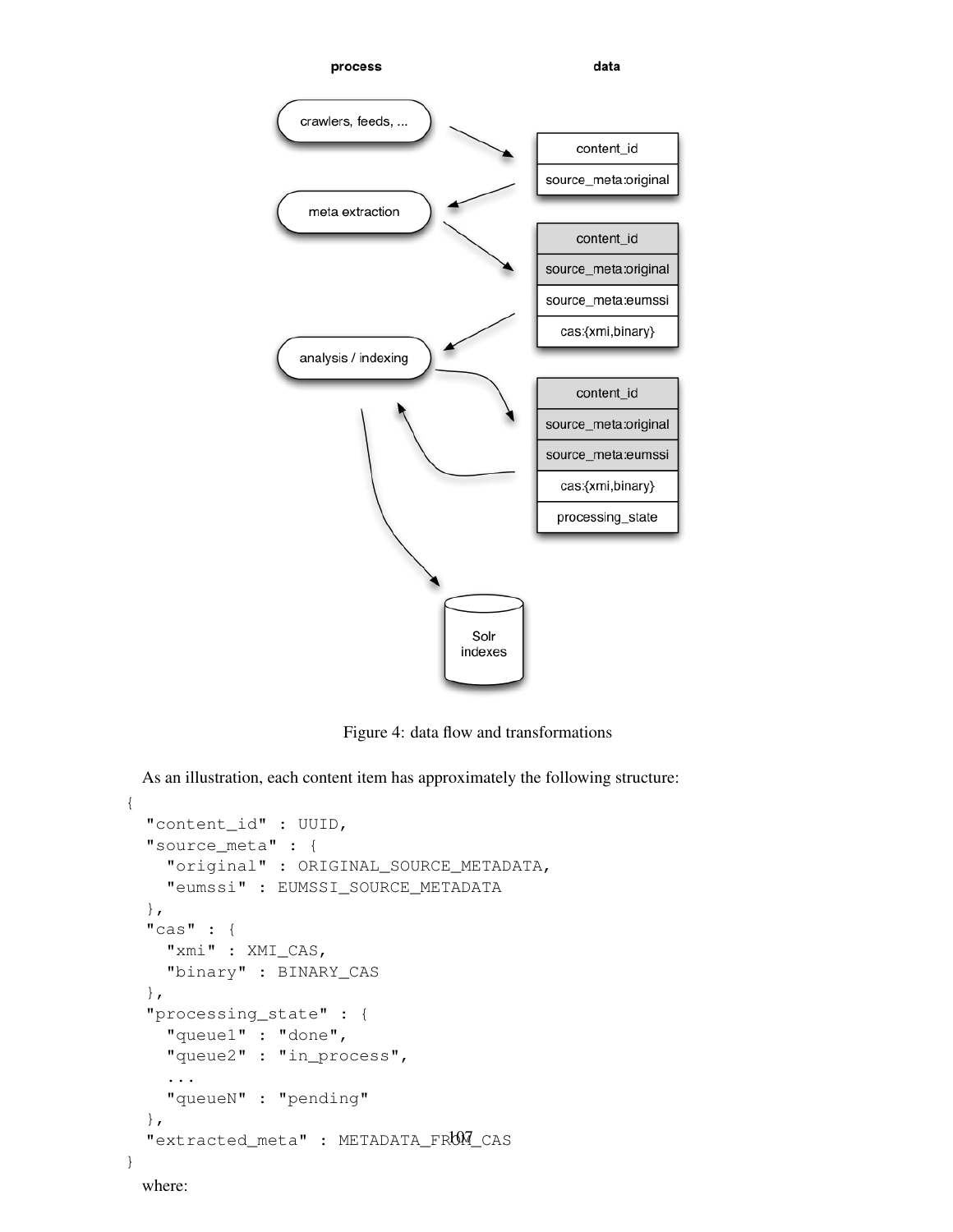Figure 4: data flow and transformations

As an illustration, each content item has approximately the following structure:

```
{
  "content_id" : UUID,
  "source_meta" : {
    "original" : ORIGINAL_SOURCE_METADATA,
    "eumssi" : EUMSSI_SOURCE_METADATA
  },
  "cas" : {
    "xmi" : XMI_CAS,
    "binary" : BINARY_CAS
  },
  "processing_state" : {
    "queue1" : "done",
    "queue2" : "in_process",
    ...
    "queueN" : "pending"
  },
  "extracted_meta" : METADATA_FROM_CAS
}
```

where: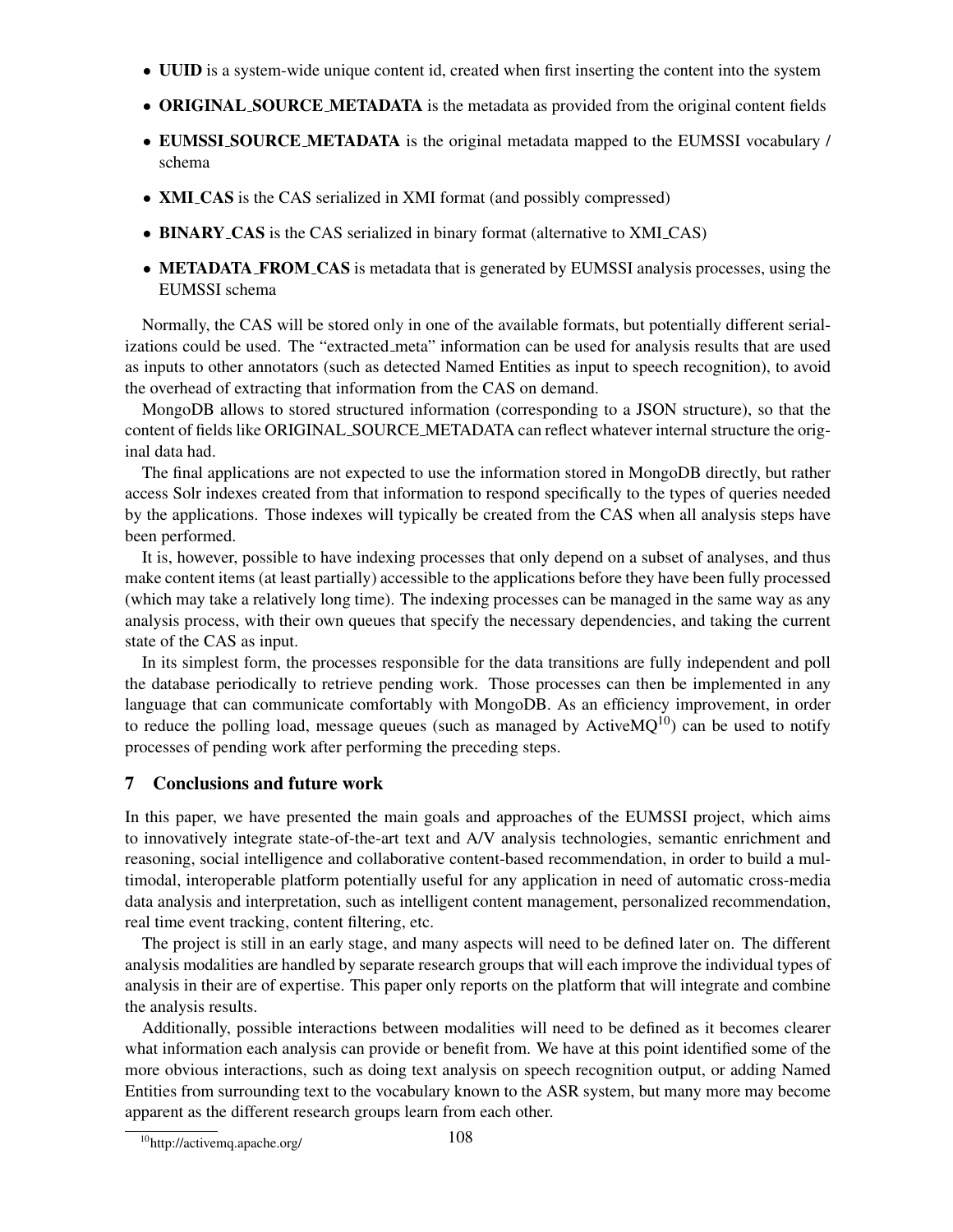- **UUID** is a system-wide unique content id, created when first inserting the content into the system
- **ORIGINAL_SOURCE_METADATA** is the metadata as provided from the original content fields
- **EUMSSI_SOURCE_METADATA** is the original metadata mapped to the EUMSSI vocabulary / schema
- **XMI_CAS** is the CAS serialized in XMI format (and possibly compressed)
- **BINARY_CAS** is the CAS serialized in binary format (alternative to XMI_CAS)
- **METADATA_FROM_CAS** is metadata that is generated by EUMSSI analysis processes, using the EUMSSI schema

Normally, the CAS will be stored only in one of the available formats, but potentially different serializations could be used. The "extracted_meta" information can be used for analysis results that are used as inputs to other annotators (such as detected Named Entities as input to speech recognition), to avoid the overhead of extracting that information from the CAS on demand.

MongoDB allows to stored structured information (corresponding to a JSON structure), so that the content of fields like ORIGINAL_SOURCE_METADATA can reflect whatever internal structure the original data had.

The final applications are not expected to use the information stored in MongoDB directly, but rather access Solr indexes created from that information to respond specifically to the types of queries needed by the applications. Those indexes will typically be created from the CAS when all analysis steps have been performed.

It is, however, possible to have indexing processes that only depend on a subset of analyses, and thus make content items (at least partially) accessible to the applications before they have been fully processed (which may take a relatively long time). The indexing processes can be managed in the same way as any analysis process, with their own queues that specify the necessary dependencies, and taking the current state of the CAS as input.

In its simplest form, the processes responsible for the data transitions are fully independent and poll the database periodically to retrieve pending work. Those processes can then be implemented in any language that can communicate comfortably with MongoDB. As an efficiency improvement, in order to reduce the polling load, message queues (such as managed by ActiveMQ[10]) can be used to notify processes of pending work after performing the preceding steps.

## 7 Conclusions and future work

In this paper, we have presented the main goals and approaches of the EUMSSI project, which aims to innovatively integrate state-of-the-art text and A/V analysis technologies, semantic enrichment and reasoning, social intelligence and collaborative content-based recommendation, in order to build a multimodal, interoperable platform potentially useful for any application in need of automatic cross-media data analysis and interpretation, such as intelligent content management, personalized recommendation, real time event tracking, content filtering, etc.

The project is still in an early stage, and many aspects will need to be defined later on. The different analysis modalities are handled by separate research groups that will each improve the individual types of analysis in their are of expertise. This paper only reports on the platform that will integrate and combine the analysis results.

Additionally, possible interactions between modalities will need to be defined as it becomes clearer what information each analysis can provide or benefit from. We have at this point identified some of the more obvious interactions, such as doing text analysis on speech recognition output, or adding Named Entities from surrounding text to the vocabulary known to the ASR system, but many more may become apparent as the different research groups learn from each other.

[10] http://activemq.apache.org/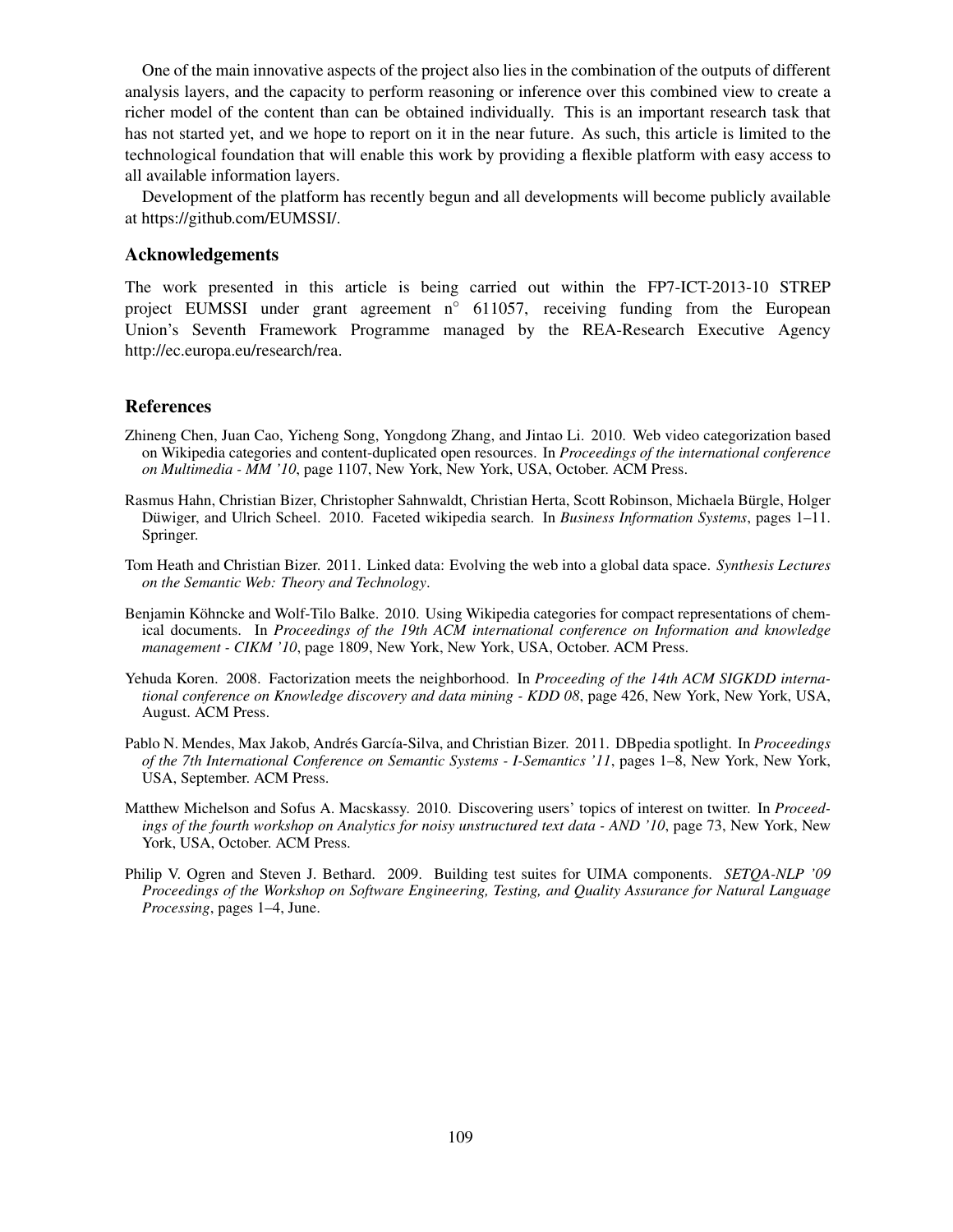One of the main innovative aspects of the project also lies in the combination of the outputs of different analysis layers, and the capacity to perform reasoning or inference over this combined view to create a richer model of the content than can be obtained individually. This is an important research task that has not started yet, and we hope to report on it in the near future. As such, this article is limited to the technological foundation that will enable this work by providing a flexible platform with easy access to all available information layers.

Development of the platform has recently begun and all developments will become publicly available at https://github.com/EUMSSI/.

## Acknowledgements

The work presented in this article is being carried out within the FP7-ICT-2013-10 STREP project EUMSSI under grant agreement n° 611057, receiving funding from the European Union's Seventh Framework Programme managed by the REA-Research Executive Agency http://ec.europa.eu/research/rea.

## References

Zhineng Chen, Juan Cao, Yicheng Song, Yongdong Zhang, and Jintao Li. 2010. Web video categorization based on Wikipedia categories and content-duplicated open resources. In *Proceedings of the international conference on Multimedia - MM '10*, page 1107, New York, New York, USA, October. ACM Press.

Rasmus Hahn, Christian Bizer, Christopher Sahnwaldt, Christian Herta, Scott Robinson, Michaela Bürgle, Holger Düwiger, and Ulrich Scheel. 2010. Faceted wikipedia search. In *Business Information Systems*, pages 1–11. Springer.

Tom Heath and Christian Bizer. 2011. Linked data: Evolving the web into a global data space. *Synthesis Lectures on the Semantic Web: Theory and Technology*.

Benjamin Köhncke and Wolf-Tilo Balke. 2010. Using Wikipedia categories for compact representations of chemical documents. In *Proceedings of the 19th ACM international conference on Information and knowledge management - CIKM '10*, page 1809, New York, New York, USA, October. ACM Press.

Yehuda Koren. 2008. Factorization meets the neighborhood. In *Proceeding of the 14th ACM SIGKDD international conference on Knowledge discovery and data mining - KDD 08*, page 426, New York, New York, USA, August. ACM Press.

Pablo N. Mendes, Max Jakob, Andrés García-Silva, and Christian Bizer. 2011. DBpedia spotlight. In *Proceedings of the 7th International Conference on Semantic Systems - I-Semantics '11*, pages 1–8, New York, New York, USA, September. ACM Press.

Matthew Michelson and Sofus A. Macskassy. 2010. Discovering users' topics of interest on twitter. In *Proceedings of the fourth workshop on Analytics for noisy unstructured text data - AND '10*, page 73, New York, New York, USA, October. ACM Press.

Philip V. Ogren and Steven J. Bethard. 2009. Building test suites for UIMA components. *SETQA-NLP '09 Proceedings of the Workshop on Software Engineering, Testing, and Quality Assurance for Natural Language Processing*, pages 1–4, June.